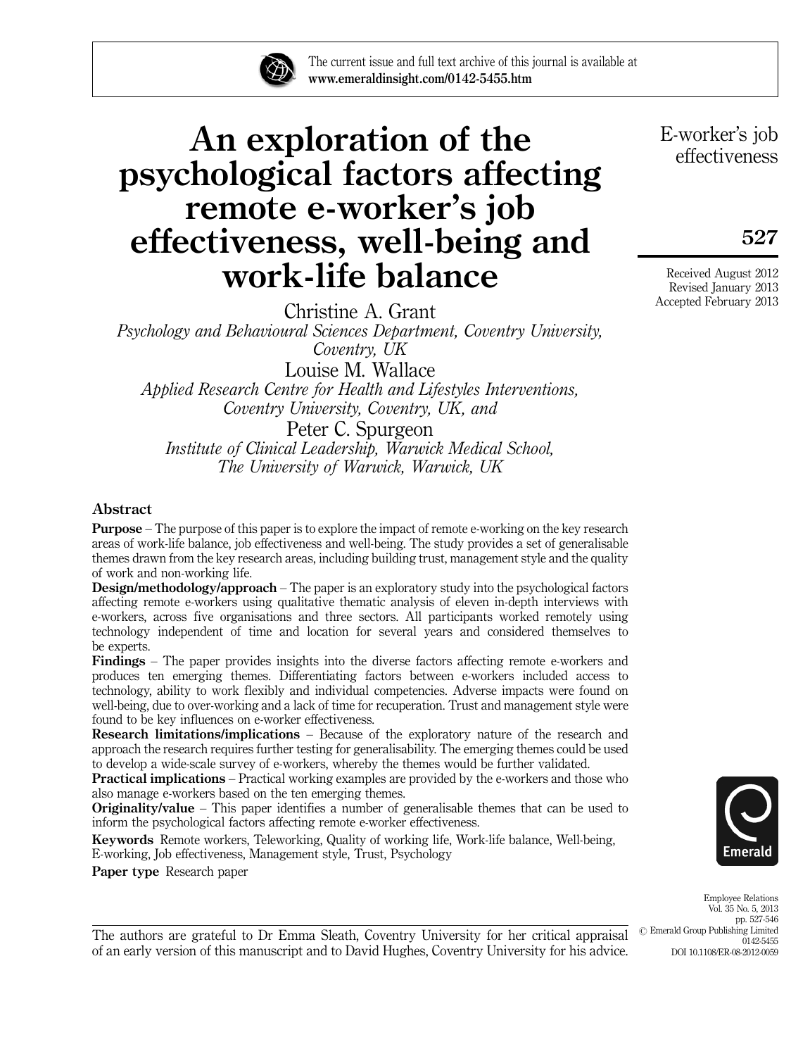The current issue and full text archive of this journal is available at **www.emeraldinsight.com/0142-5455.htm**

# An exploration of the psychological factors affecting remote e-worker's job effectiveness, well-being and work-life balance

Received August 2012
Revised January 2013
Accepted February 2013

Christine A. Grant
*Psychology and Behavioural Sciences Department, Coventry University, Coventry, UK*

Louise M. Wallace
*Applied Research Centre for Health and Lifestyles Interventions, Coventry University, Coventry, UK, and*

Peter C. Spurgeon
*Institute of Clinical Leadership, Warwick Medical School, The University of Warwick, Warwick, UK*

## Abstract

**Purpose** – The purpose of this paper is to explore the impact of remote e-working on the key research areas of work-life balance, job effectiveness and well-being. The study provides a set of generalisable themes drawn from the key research areas, including building trust, management style and the quality of work and non-working life.

**Design/methodology/approach** – The paper is an exploratory study into the psychological factors affecting remote e-workers using qualitative thematic analysis of eleven in-depth interviews with e-workers, across five organisations and three sectors. All participants worked remotely using technology independent of time and location for several years and considered themselves to be experts.

**Findings** – The paper provides insights into the diverse factors affecting remote e-workers and produces ten emerging themes. Differentiating factors between e-workers included access to technology, ability to work flexibly and individual competencies. Adverse impacts were found on well-being, due to over-working and a lack of time for recuperation. Trust and management style were found to be key influences on e-worker effectiveness.

**Research limitations/implications** – Because of the exploratory nature of the research and approach the research requires further testing for generalisability. The emerging themes could be used to develop a wide-scale survey of e-workers, whereby the themes would be further validated.

**Practical implications** – Practical working examples are provided by the e-workers and those who also manage e-workers based on the ten emerging themes.

**Originality/value** – This paper identifies a number of generalisable themes that can be used to inform the psychological factors affecting remote e-worker effectiveness.

**Keywords** Remote workers, Teleworking, Quality of working life, Work-life balance, Well-being, E-working, Job effectiveness, Management style, Trust, Psychology

**Paper type** Research paper

The authors are grateful to Dr Emma Sleath, Coventry University for her critical appraisal of an early version of this manuscript and to David Hughes, Coventry University for his advice.

© Emerald Group Publishing Limited
0142-5455
DOI 10.1108/ER-08-2012-0059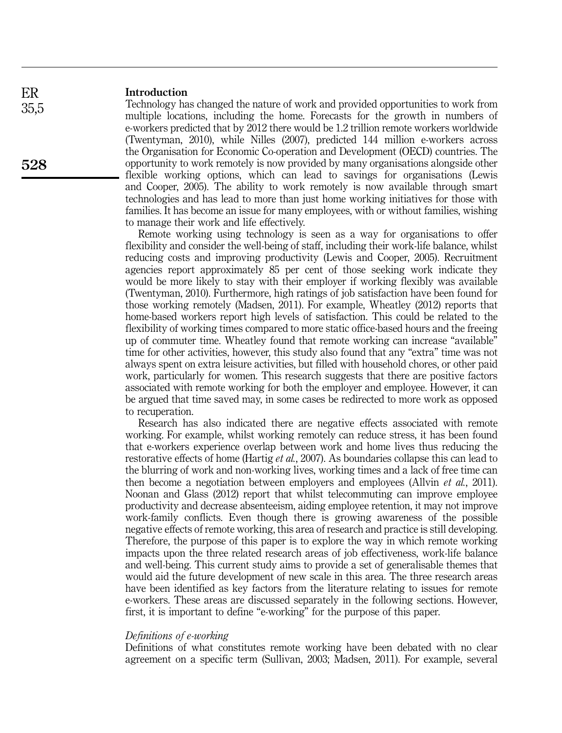## Introduction

Technology has changed the nature of work and provided opportunities to work from multiple locations, including the home. Forecasts for the growth in numbers of e-workers predicted that by 2012 there would be 1.2 trillion remote workers worldwide (Twentyman, 2010), while Nilles (2007), predicted 144 million e-workers across the Organisation for Economic Co-operation and Development (OECD) countries. The opportunity to work remotely is now provided by many organisations alongside other flexible working options, which can lead to savings for organisations (Lewis and Cooper, 2005). The ability to work remotely is now available through smart technologies and has lead to more than just home working initiatives for those with families. It has become an issue for many employees, with or without families, wishing to manage their work and life effectively.

Remote working using technology is seen as a way for organisations to offer flexibility and consider the well-being of staff, including their work-life balance, whilst reducing costs and improving productivity (Lewis and Cooper, 2005). Recruitment agencies report approximately 85 per cent of those seeking work indicate they would be more likely to stay with their employer if working flexibly was available (Twentyman, 2010). Furthermore, high ratings of job satisfaction have been found for those working remotely (Madsen, 2011). For example, Wheatley (2012) reports that home-based workers report high levels of satisfaction. This could be related to the flexibility of working times compared to more static office-based hours and the freeing up of commuter time. Wheatley found that remote working can increase "available" time for other activities, however, this study also found that any "extra" time was not always spent on extra leisure activities, but filled with household chores, or other paid work, particularly for women. This research suggests that there are positive factors associated with remote working for both the employer and employee. However, it can be argued that time saved may, in some cases be redirected to more work as opposed to recuperation.

Research has also indicated there are negative effects associated with remote working. For example, whilst working remotely can reduce stress, it has been found that e-workers experience overlap between work and home lives thus reducing the restorative effects of home (Hartig *et al.*, 2007). As boundaries collapse this can lead to the blurring of work and non-working lives, working times and a lack of free time can then become a negotiation between employers and employees (Allvin *et al.*, 2011). Noonan and Glass (2012) report that whilst telecommuting can improve employee productivity and decrease absenteeism, aiding employee retention, it may not improve work-family conflicts. Even though there is growing awareness of the possible negative effects of remote working, this area of research and practice is still developing. Therefore, the purpose of this paper is to explore the way in which remote working impacts upon the three related research areas of job effectiveness, work-life balance and well-being. This current study aims to provide a set of generalisable themes that would aid the future development of new scale in this area. The three research areas have been identified as key factors from the literature relating to issues for remote e-workers. These areas are discussed separately in the following sections. However, first, it is important to define "e-working" for the purpose of this paper.

### *Definitions of e-working*

Definitions of what constitutes remote working have been debated with no clear agreement on a specific term (Sullivan, 2003; Madsen, 2011). For example, several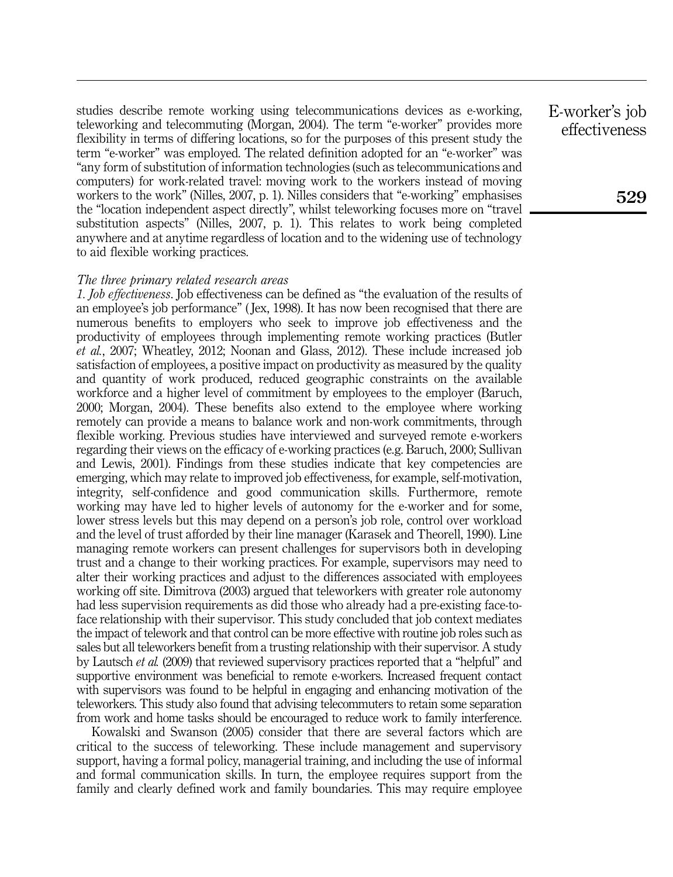studies describe remote working using telecommunications devices as e-working, teleworking and telecommuting (Morgan, 2004). The term "e-worker" provides more flexibility in terms of differing locations, so for the purposes of this present study the term "e-worker" was employed. The related definition adopted for an "e-worker" was "any form of substitution of information technologies (such as telecommunications and computers) for work-related travel: moving work to the workers instead of moving workers to the work" (Nilles, 2007, p. 1). Nilles considers that "e-working" emphasises the "location independent aspect directly", whilst teleworking focuses more on "travel substitution aspects" (Nilles, 2007, p. 1). This relates to work being completed anywhere and at anytime regardless of location and to the widening use of technology to aid flexible working practices.

*The three primary related research areas*

*1. Job effectiveness*. Job effectiveness can be defined as "the evaluation of the results of an employee's job performance" (Jex, 1998). It has now been recognised that there are numerous benefits to employers who seek to improve job effectiveness and the productivity of employees through implementing remote working practices (Butler *et al.*, 2007; Wheatley, 2012; Noonan and Glass, 2012). These include increased job satisfaction of employees, a positive impact on productivity as measured by the quality and quantity of work produced, reduced geographic constraints on the available workforce and a higher level of commitment by employees to the employer (Baruch, 2000; Morgan, 2004). These benefits also extend to the employee where working remotely can provide a means to balance work and non-work commitments, through flexible working. Previous studies have interviewed and surveyed remote e-workers regarding their views on the efficacy of e-working practices (e.g. Baruch, 2000; Sullivan and Lewis, 2001). Findings from these studies indicate that key competencies are emerging, which may relate to improved job effectiveness, for example, self-motivation, integrity, self-confidence and good communication skills. Furthermore, remote working may have led to higher levels of autonomy for the e-worker and for some, lower stress levels but this may depend on a person's job role, control over workload and the level of trust afforded by their line manager (Karasek and Theorell, 1990). Line managing remote workers can present challenges for supervisors both in developing trust and a change to their working practices. For example, supervisors may need to alter their working practices and adjust to the differences associated with employees working off site. Dimitrova (2003) argued that teleworkers with greater role autonomy had less supervision requirements as did those who already had a pre-existing face-to-face relationship with their supervisor. This study concluded that job context mediates the impact of telework and that control can be more effective with routine job roles such as sales but all teleworkers benefit from a trusting relationship with their supervisor. A study by Lautsch *et al.* (2009) that reviewed supervisory practices reported that a "helpful" and supportive environment was beneficial to remote e-workers. Increased frequent contact with supervisors was found to be helpful in engaging and enhancing motivation of the teleworkers. This study also found that advising telecommuters to retain some separation from work and home tasks should be encouraged to reduce work to family interference.

Kowalski and Swanson (2005) consider that there are several factors which are critical to the success of teleworking. These include management and supervisory support, having a formal policy, managerial training, and including the use of informal and formal communication skills. In turn, the employee requires support from the family and clearly defined work and family boundaries. This may require employee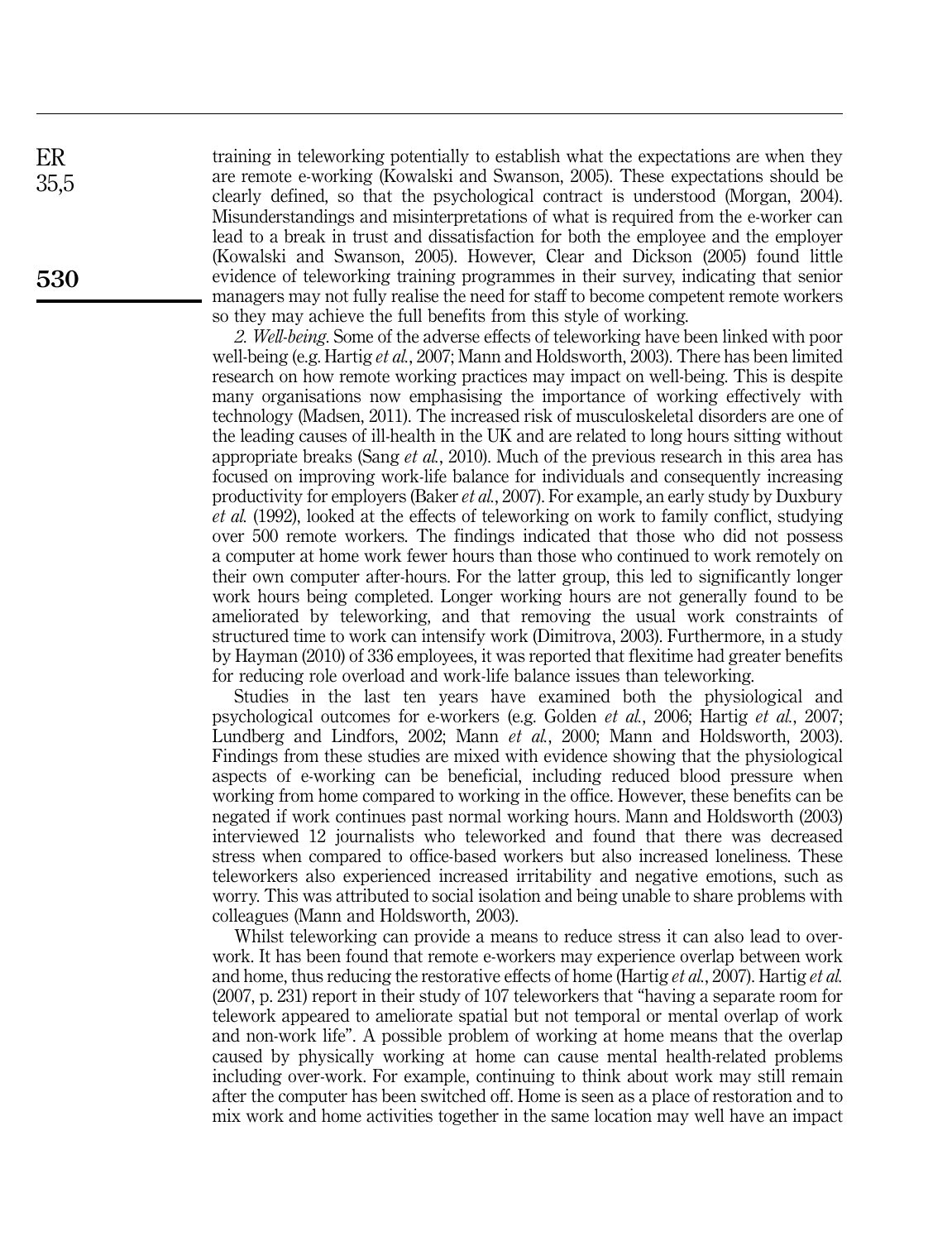training in teleworking potentially to establish what the expectations are when they are remote e-working (Kowalski and Swanson, 2005). These expectations should be clearly defined, so that the psychological contract is understood (Morgan, 2004). Misunderstandings and misinterpretations of what is required from the e-worker can lead to a break in trust and dissatisfaction for both the employee and the employer (Kowalski and Swanson, 2005). However, Clear and Dickson (2005) found little evidence of teleworking training programmes in their survey, indicating that senior managers may not fully realise the need for staff to become competent remote workers so they may achieve the full benefits from this style of working.

*2. Well-being*. Some of the adverse effects of teleworking have been linked with poor well-being (e.g. Hartig *et al.*, 2007; Mann and Holdsworth, 2003). There has been limited research on how remote working practices may impact on well-being. This is despite many organisations now emphasising the importance of working effectively with technology (Madsen, 2011). The increased risk of musculoskeletal disorders are one of the leading causes of ill-health in the UK and are related to long hours sitting without appropriate breaks (Sang *et al.*, 2010). Much of the previous research in this area has focused on improving work-life balance for individuals and consequently increasing productivity for employers (Baker *et al.*, 2007). For example, an early study by Duxbury *et al.* (1992), looked at the effects of teleworking on work to family conflict, studying over 500 remote workers. The findings indicated that those who did not possess a computer at home work fewer hours than those who continued to work remotely on their own computer after-hours. For the latter group, this led to significantly longer work hours being completed. Longer working hours are not generally found to be ameliorated by teleworking, and that removing the usual work constraints of structured time to work can intensify work (Dimitrova, 2003). Furthermore, in a study by Hayman (2010) of 336 employees, it was reported that flexitime had greater benefits for reducing role overload and work-life balance issues than teleworking.

Studies in the last ten years have examined both the physiological and psychological outcomes for e-workers (e.g. Golden *et al.*, 2006; Hartig *et al.*, 2007; Lundberg and Lindfors, 2002; Mann *et al.*, 2000; Mann and Holdsworth, 2003). Findings from these studies are mixed with evidence showing that the physiological aspects of e-working can be beneficial, including reduced blood pressure when working from home compared to working in the office. However, these benefits can be negated if work continues past normal working hours. Mann and Holdsworth (2003) interviewed 12 journalists who teleworked and found that there was decreased stress when compared to office-based workers but also increased loneliness. These teleworkers also experienced increased irritability and negative emotions, such as worry. This was attributed to social isolation and being unable to share problems with colleagues (Mann and Holdsworth, 2003).

Whilst teleworking can provide a means to reduce stress it can also lead to over-work. It has been found that remote e-workers may experience overlap between work and home, thus reducing the restorative effects of home (Hartig *et al.*, 2007). Hartig *et al.* (2007, p. 231) report in their study of 107 teleworkers that "having a separate room for telework appeared to ameliorate spatial but not temporal or mental overlap of work and non-work life". A possible problem of working at home means that the overlap caused by physically working at home can cause mental health-related problems including over-work. For example, continuing to think about work may still remain after the computer has been switched off. Home is seen as a place of restoration and to mix work and home activities together in the same location may well have an impact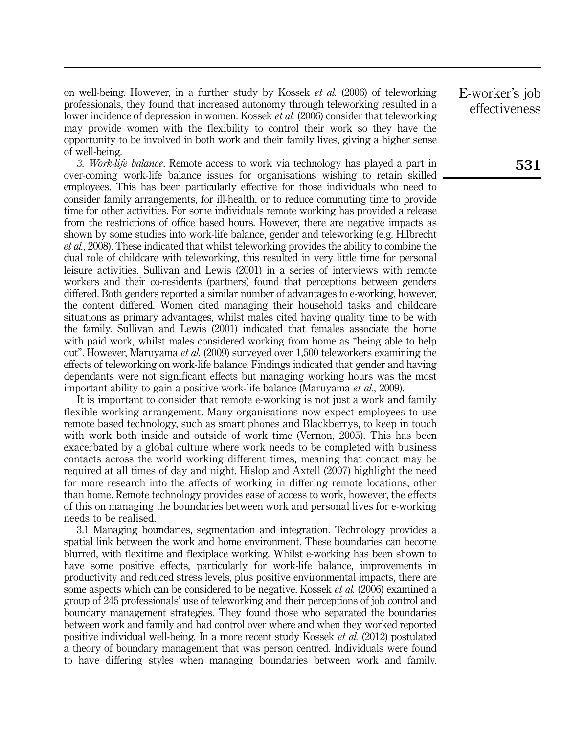on well-being. However, in a further study by Kossek *et al.* (2006) of teleworking professionals, they found that increased autonomy through teleworking resulted in a lower incidence of depression in women. Kossek *et al.* (2006) consider that teleworking may provide women with the flexibility to control their work so they have the opportunity to be involved in both work and their family lives, giving a higher sense of well-being.

*3. Work-life balance*. Remote access to work via technology has played a part in over-coming work-life balance issues for organisations wishing to retain skilled employees. This has been particularly effective for those individuals who need to consider family arrangements, for ill-health, or to reduce commuting time to provide time for other activities. For some individuals remote working has provided a release from the restrictions of office based hours. However, there are negative impacts as shown by some studies into work-life balance, gender and teleworking (e.g. Hilbrecht *et al.*, 2008). These indicated that whilst teleworking provides the ability to combine the dual role of childcare with teleworking, this resulted in very little time for personal leisure activities. Sullivan and Lewis (2001) in a series of interviews with remote workers and their co-residents (partners) found that perceptions between genders differed. Both genders reported a similar number of advantages to e-working, however, the content differed. Women cited managing their household tasks and childcare situations as primary advantages, whilst males cited having quality time to be with the family. Sullivan and Lewis (2001) indicated that females associate the home with paid work, whilst males considered working from home as "being able to help out". However, Maruyama *et al.* (2009) surveyed over 1,500 teleworkers examining the effects of teleworking on work-life balance. Findings indicated that gender and having dependants were not significant effects but managing working hours was the most important ability to gain a positive work-life balance (Maruyama *et al.*, 2009).

It is important to consider that remote e-working is not just a work and family flexible working arrangement. Many organisations now expect employees to use remote based technology, such as smart phones and Blackberrys, to keep in touch with work both inside and outside of work time (Vernon, 2005). This has been exacerbated by a global culture where work needs to be completed with business contacts across the world working different times, meaning that contact may be required at all times of day and night. Hislop and Axtell (2007) highlight the need for more research into the affects of working in differing remote locations, other than home. Remote technology provides ease of access to work, however, the effects of this on managing the boundaries between work and personal lives for e-working needs to be realised.

3.1 Managing boundaries, segmentation and integration. Technology provides a spatial link between the work and home environment. These boundaries can become blurred, with flexitime and flexiplace working. Whilst e-working has been shown to have some positive effects, particularly for work-life balance, improvements in productivity and reduced stress levels, plus positive environmental impacts, there are some aspects which can be considered to be negative. Kossek *et al.* (2006) examined a group of 245 professionals' use of teleworking and their perceptions of job control and boundary management strategies. They found those who separated the boundaries between work and family and had control over where and when they worked reported positive individual well-being. In a more recent study Kossek *et al.* (2012) postulated a theory of boundary management that was person centred. Individuals were found to have differing styles when managing boundaries between work and family.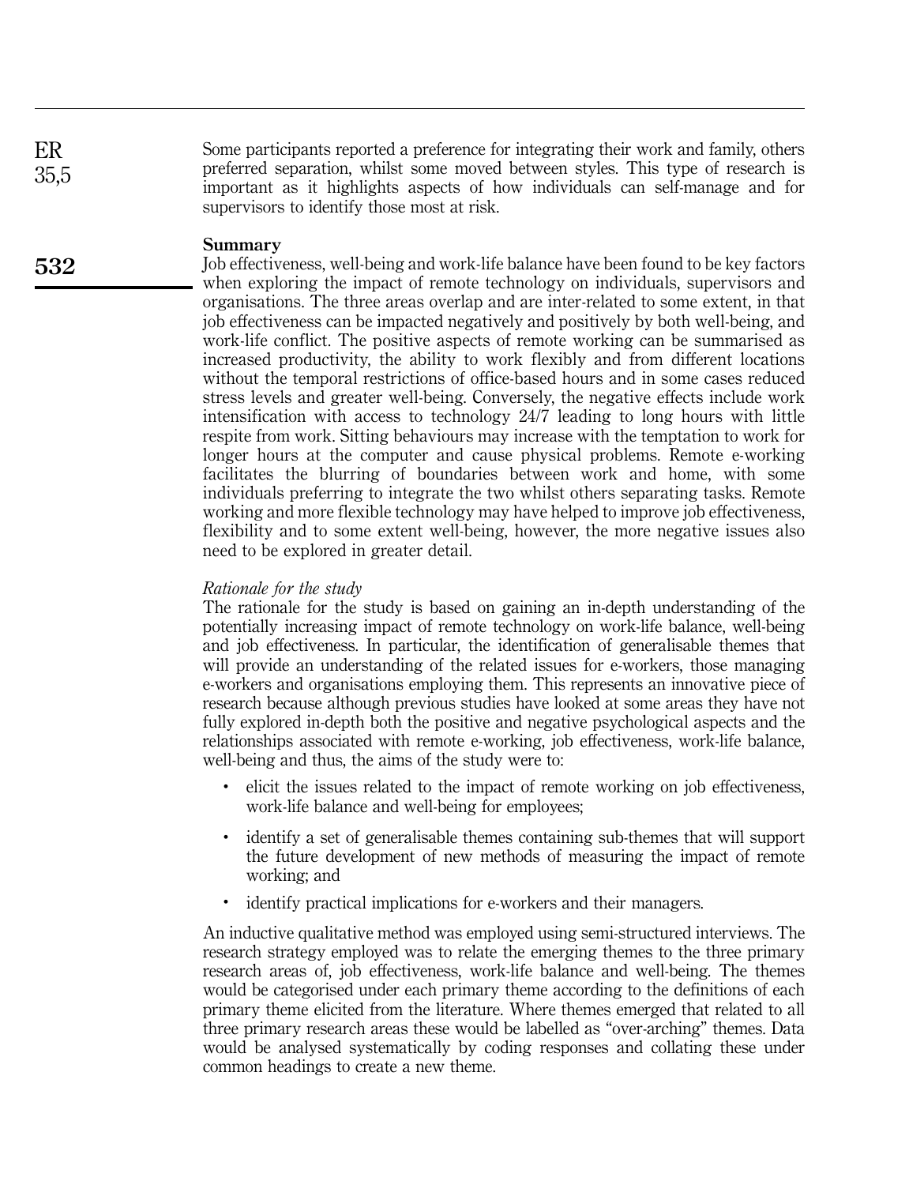Some participants reported a preference for integrating their work and family, others preferred separation, whilst some moved between styles. This type of research is important as it highlights aspects of how individuals can self-manage and for supervisors to identify those most at risk.

## Summary

Job effectiveness, well-being and work-life balance have been found to be key factors when exploring the impact of remote technology on individuals, supervisors and organisations. The three areas overlap and are inter-related to some extent, in that job effectiveness can be impacted negatively and positively by both well-being, and work-life conflict. The positive aspects of remote working can be summarised as increased productivity, the ability to work flexibly and from different locations without the temporal restrictions of office-based hours and in some cases reduced stress levels and greater well-being. Conversely, the negative effects include work intensification with access to technology 24/7 leading to long hours with little respite from work. Sitting behaviours may increase with the temptation to work for longer hours at the computer and cause physical problems. Remote e-working facilitates the blurring of boundaries between work and home, with some individuals preferring to integrate the two whilst others separating tasks. Remote working and more flexible technology may have helped to improve job effectiveness, flexibility and to some extent well-being, however, the more negative issues also need to be explored in greater detail.

### *Rationale for the study*

The rationale for the study is based on gaining an in-depth understanding of the potentially increasing impact of remote technology on work-life balance, well-being and job effectiveness. In particular, the identification of generalisable themes that will provide an understanding of the related issues for e-workers, those managing e-workers and organisations employing them. This represents an innovative piece of research because although previous studies have looked at some areas they have not fully explored in-depth both the positive and negative psychological aspects and the relationships associated with remote e-working, job effectiveness, work-life balance, well-being and thus, the aims of the study were to:

- elicit the issues related to the impact of remote working on job effectiveness, work-life balance and well-being for employees;
- identify a set of generalisable themes containing sub-themes that will support the future development of new methods of measuring the impact of remote working; and
- identify practical implications for e-workers and their managers.

An inductive qualitative method was employed using semi-structured interviews. The research strategy employed was to relate the emerging themes to the three primary research areas of, job effectiveness, work-life balance and well-being. The themes would be categorised under each primary theme according to the definitions of each primary theme elicited from the literature. Where themes emerged that related to all three primary research areas these would be labelled as "over-arching" themes. Data would be analysed systematically by coding responses and collating these under common headings to create a new theme.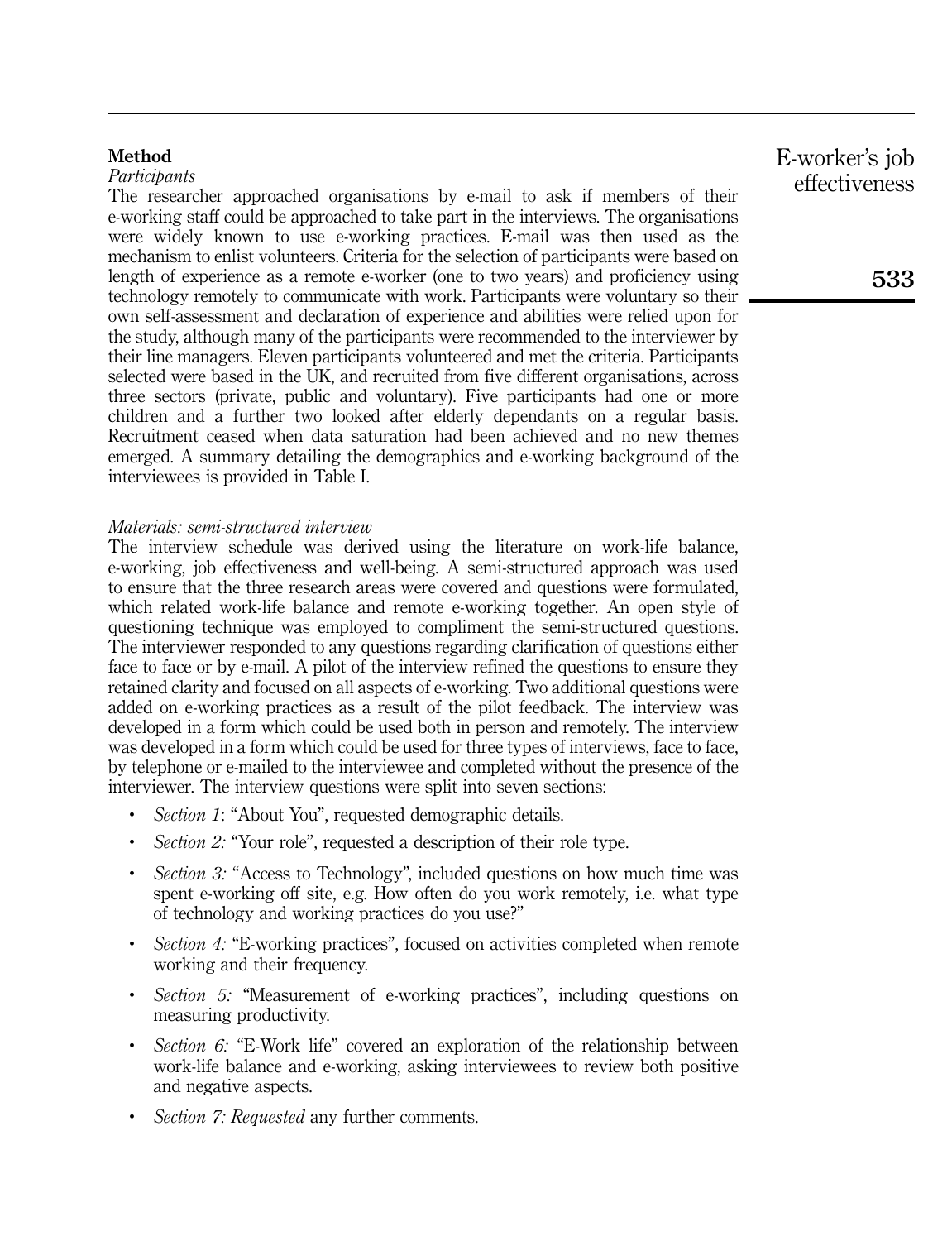## Method

### *Participants*

The researcher approached organisations by e-mail to ask if members of their e-working staff could be approached to take part in the interviews. The organisations were widely known to use e-working practices. E-mail was then used as the mechanism to enlist volunteers. Criteria for the selection of participants were based on length of experience as a remote e-worker (one to two years) and proficiency using technology remotely to communicate with work. Participants were voluntary so their own self-assessment and declaration of experience and abilities were relied upon for the study, although many of the participants were recommended to the interviewer by their line managers. Eleven participants volunteered and met the criteria. Participants selected were based in the UK, and recruited from five different organisations, across three sectors (private, public and voluntary). Five participants had one or more children and a further two looked after elderly dependants on a regular basis. Recruitment ceased when data saturation had been achieved and no new themes emerged. A summary detailing the demographics and e-working background of the interviewees is provided in Table I.

### *Materials: semi-structured interview*

The interview schedule was derived using the literature on work-life balance, e-working, job effectiveness and well-being. A semi-structured approach was used to ensure that the three research areas were covered and questions were formulated, which related work-life balance and remote e-working together. An open style of questioning technique was employed to compliment the semi-structured questions. The interviewer responded to any questions regarding clarification of questions either face to face or by e-mail. A pilot of the interview refined the questions to ensure they retained clarity and focused on all aspects of e-working. Two additional questions were added on e-working practices as a result of the pilot feedback. The interview was developed in a form which could be used both in person and remotely. The interview was developed in a form which could be used for three types of interviews, face to face, by telephone or e-mailed to the interviewee and completed without the presence of the interviewer. The interview questions were split into seven sections:

- *Section 1*: "About You", requested demographic details.
- *Section 2:* "Your role", requested a description of their role type.
- *Section 3:* "Access to Technology", included questions on how much time was spent e-working off site, e.g. How often do you work remotely, i.e. what type of technology and working practices do you use?"
- *Section 4:* "E-working practices", focused on activities completed when remote working and their frequency.
- *Section 5:* "Measurement of e-working practices", including questions on measuring productivity.
- *Section 6:* "E-Work life" covered an exploration of the relationship between work-life balance and e-working, asking interviewees to review both positive and negative aspects.
- *Section 7: Requested* any further comments.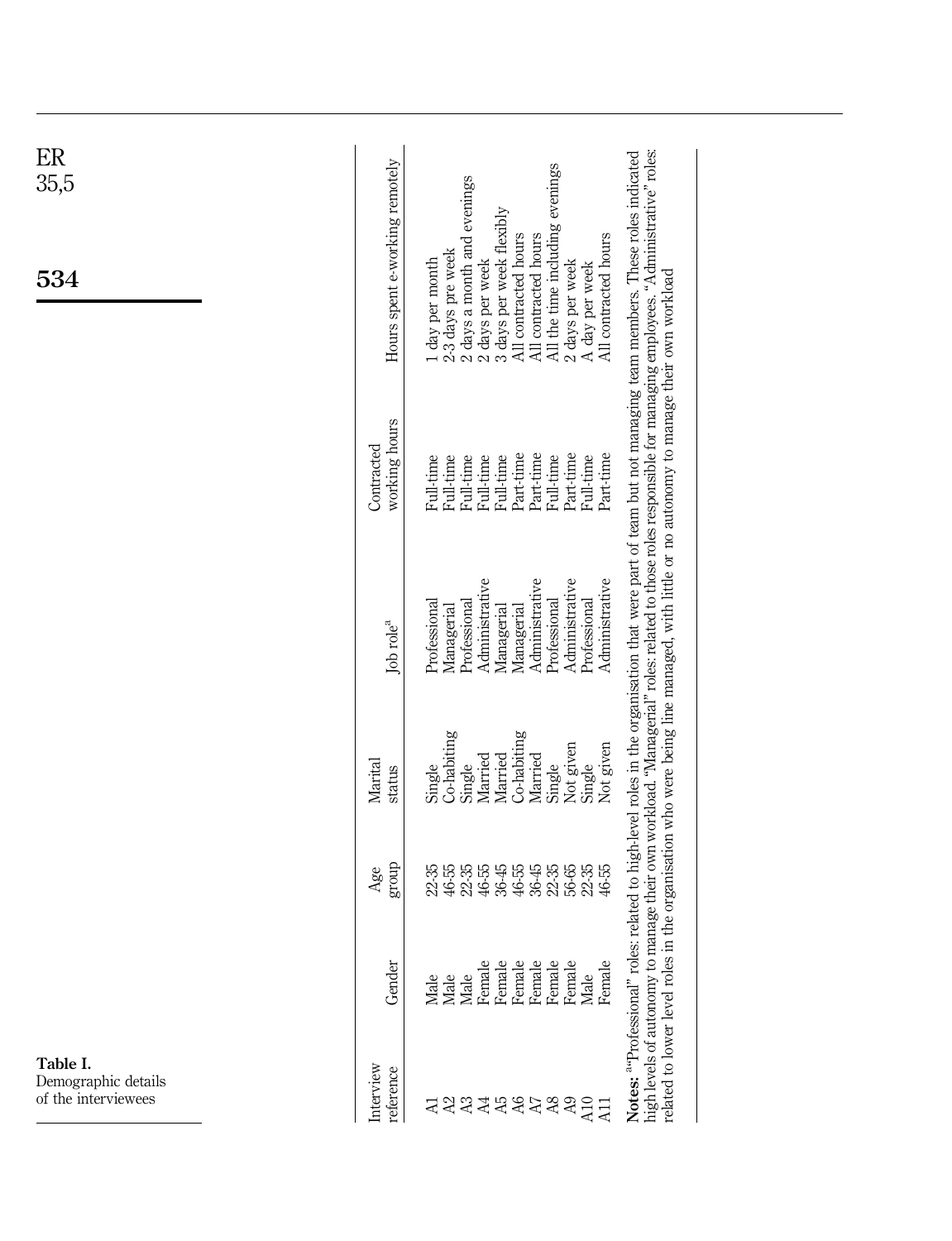**Table I.** Demographic details of the interviewees

| Interview reference | Gender | Age group | Marital status | Job role[a] | Contracted working hours | Hours spent e-working remotely |
|---|---|---|---|---|---|---|
| A1 | Male | 22-35 | Single | Professional | Full-time | 1 day per month |
| A2 | Male | 46-55 | Co-habiting | Managerial | Full-time | 2-3 days pre week |
| A3 | Male | 22-35 | Single | Professional | Full-time | 2 days a month and evenings |
| A4 | Female | 46-55 | Married | Administrative | Full-time | 2 days per week |
| A5 | Female | 36-45 | Married | Managerial | Full-time | 3 days per week flexibly |
| A6 | Female | 46-55 | Co-habiting | Managerial | Part-time | All contracted hours |
| A7 | Female | 36-45 | Married | Administrative | Part-time | All contracted hours |
| A8 | Female | 22-35 | Single | Professional | Full-time | All the time including evenings |
| A9 | Female | 56-65 | Not given | Administrative | Part-time | 2 days per week |
| A10 | Male | 22-35 | Single | Professional | Full-time | A day per week |
| A11 | Female | 46-55 | Not given | Administrative | Part-time | All contracted hours |

**Notes:** [a]"Professional" roles: related to high-level roles in the organisation that were part of team but not managing team members. These roles indicated high levels of autonomy to manage their own workload. "Managerial" roles: related to those roles responsible for managing employees. "Administrative" roles: related to lower level roles in the organisation who were being line managed, with little or no autonomy to manage their own workload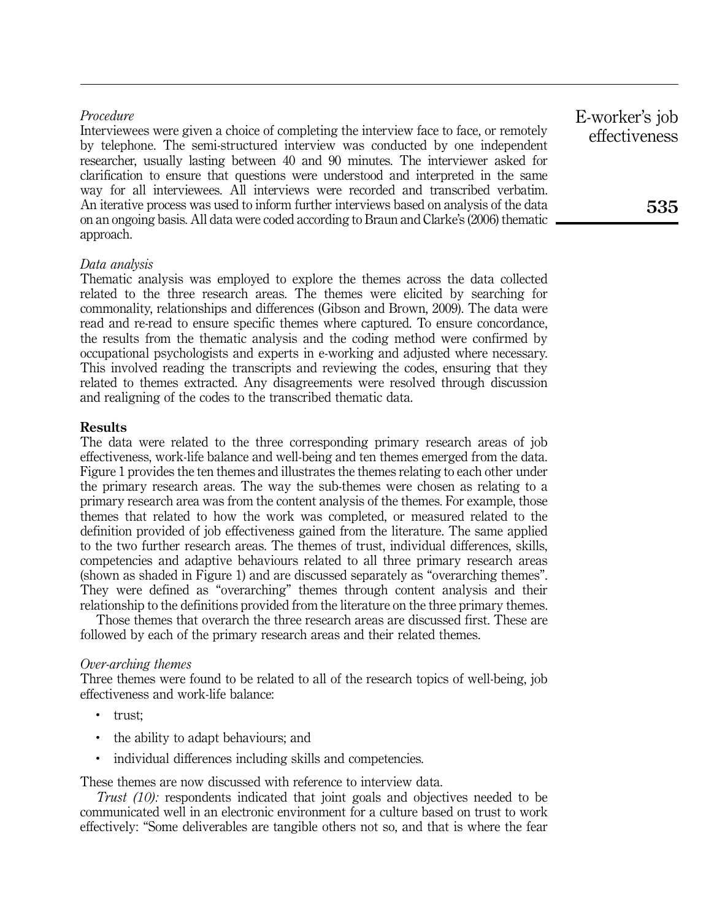*Procedure*

Interviewees were given a choice of completing the interview face to face, or remotely by telephone. The semi-structured interview was conducted by one independent researcher, usually lasting between 40 and 90 minutes. The interviewer asked for clarification to ensure that questions were understood and interpreted in the same way for all interviewees. All interviews were recorded and transcribed verbatim. An iterative process was used to inform further interviews based on analysis of the data on an ongoing basis. All data were coded according to Braun and Clarke's (2006) thematic approach.

*Data analysis*

Thematic analysis was employed to explore the themes across the data collected related to the three research areas. The themes were elicited by searching for commonality, relationships and differences (Gibson and Brown, 2009). The data were read and re-read to ensure specific themes where captured. To ensure concordance, the results from the thematic analysis and the coding method were confirmed by occupational psychologists and experts in e-working and adjusted where necessary. This involved reading the transcripts and reviewing the codes, ensuring that they related to themes extracted. Any disagreements were resolved through discussion and realigning of the codes to the transcribed thematic data.

## Results

The data were related to the three corresponding primary research areas of job effectiveness, work-life balance and well-being and ten themes emerged from the data. Figure 1 provides the ten themes and illustrates the themes relating to each other under the primary research areas. The way the sub-themes were chosen as relating to a primary research area was from the content analysis of the themes. For example, those themes that related to how the work was completed, or measured related to the definition provided of job effectiveness gained from the literature. The same applied to the two further research areas. The themes of trust, individual differences, skills, competencies and adaptive behaviours related to all three primary research areas (shown as shaded in Figure 1) and are discussed separately as "overarching themes". They were defined as "overarching" themes through content analysis and their relationship to the definitions provided from the literature on the three primary themes.

Those themes that overarch the three research areas are discussed first. These are followed by each of the primary research areas and their related themes.

*Over-arching themes*

Three themes were found to be related to all of the research topics of well-being, job effectiveness and work-life balance:

- trust;
- the ability to adapt behaviours; and
- individual differences including skills and competencies.

These themes are now discussed with reference to interview data.

*Trust (10):* respondents indicated that joint goals and objectives needed to be communicated well in an electronic environment for a culture based on trust to work effectively: "Some deliverables are tangible others not so, and that is where the fear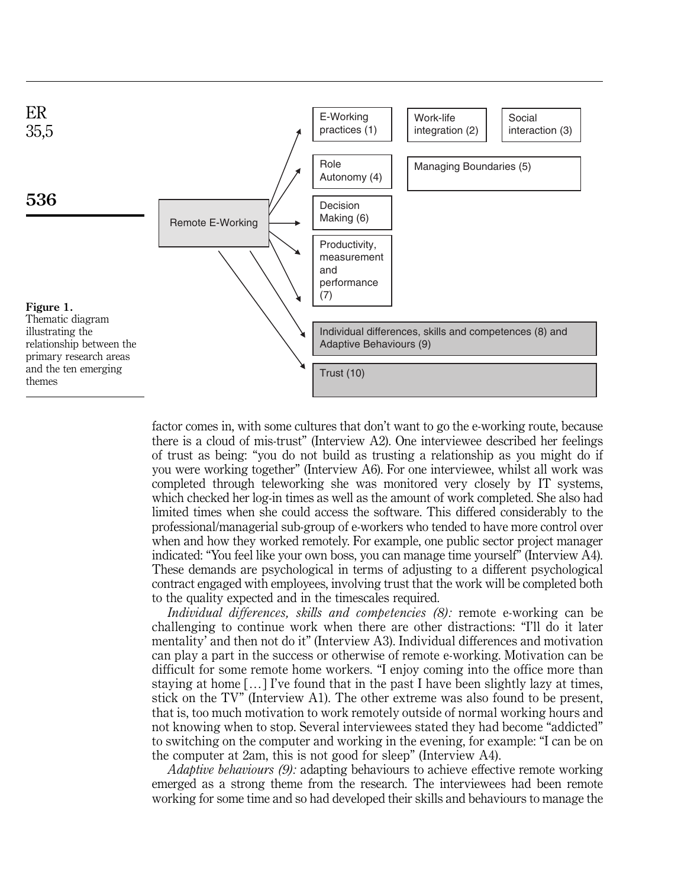Remote E-Working

E-Working practices (1)

Work-life integration (2)

Social interaction (3)

Role Autonomy (4)

Managing Boundaries (5)

Decision Making (6)

Productivity, measurement and performance (7)

Individual differences, skills and competences (8) and Adaptive Behaviours (9)

Trust (10)

**Figure 1.** Thematic diagram illustrating the relationship between the primary research areas and the ten emerging themes

factor comes in, with some cultures that don't want to go the e-working route, because there is a cloud of mis-trust" (Interview A2). One interviewee described her feelings of trust as being: "you do not build as trusting a relationship as you might do if you were working together" (Interview A6). For one interviewee, whilst all work was completed through teleworking she was monitored very closely by IT systems, which checked her log-in times as well as the amount of work completed. She also had limited times when she could access the software. This differed considerably to the professional/managerial sub-group of e-workers who tended to have more control over when and how they worked remotely. For example, one public sector project manager indicated: "You feel like your own boss, you can manage time yourself" (Interview A4). These demands are psychological in terms of adjusting to a different psychological contract engaged with employees, involving trust that the work will be completed both to the quality expected and in the timescales required.

*Individual differences, skills and competencies (8):* remote e-working can be challenging to continue work when there are other distractions: "I'll do it later mentality' and then not do it" (Interview A3). Individual differences and motivation can play a part in the success or otherwise of remote e-working. Motivation can be difficult for some remote home workers. "I enjoy coming into the office more than staying at home […] I've found that in the past I have been slightly lazy at times, stick on the TV" (Interview A1). The other extreme was also found to be present, that is, too much motivation to work remotely outside of normal working hours and not knowing when to stop. Several interviewees stated they had become "addicted" to switching on the computer and working in the evening, for example: "I can be on the computer at 2am, this is not good for sleep" (Interview A4).

*Adaptive behaviours (9):* adapting behaviours to achieve effective remote working emerged as a strong theme from the research. The interviewees had been remote working for some time and so had developed their skills and behaviours to manage the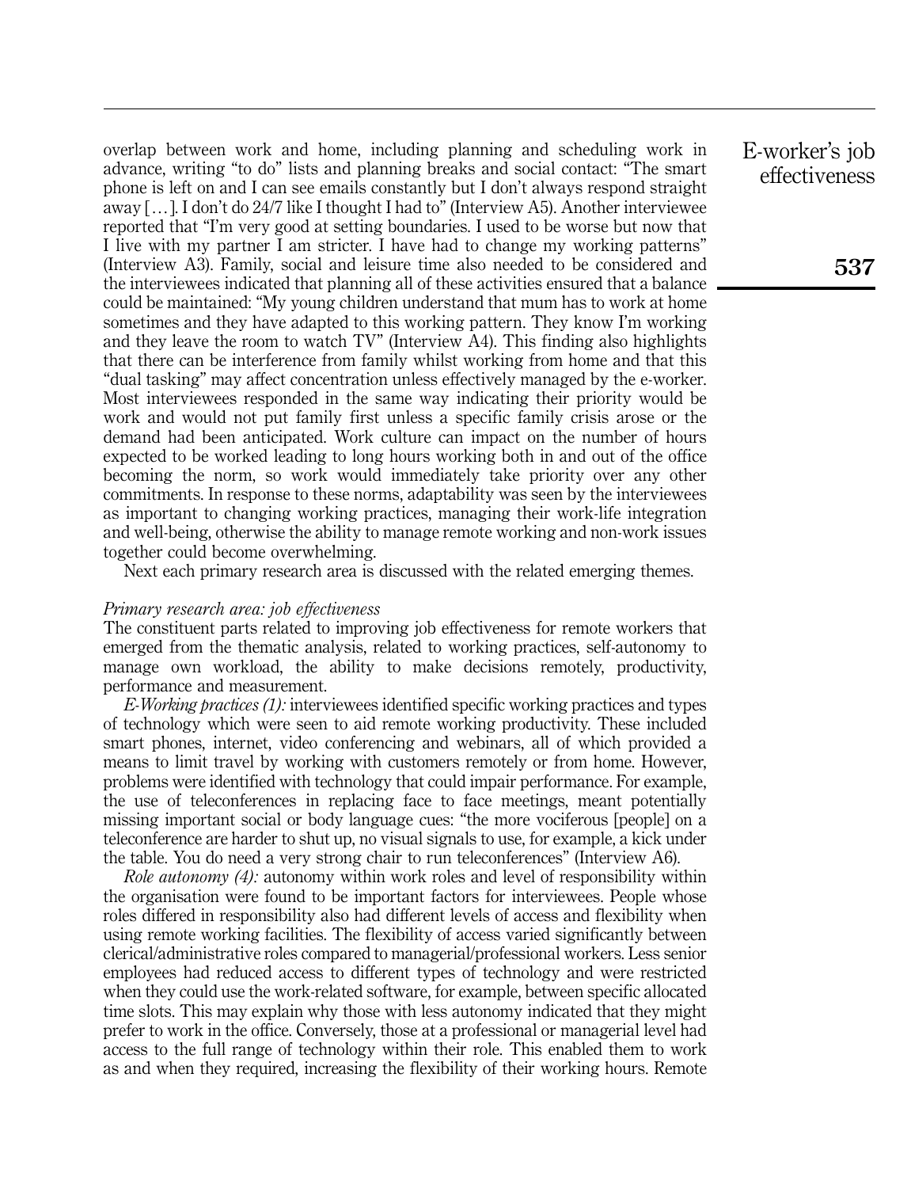overlap between work and home, including planning and scheduling work in advance, writing "to do" lists and planning breaks and social contact: "The smart phone is left on and I can see emails constantly but I don't always respond straight away [...]. I don't do 24/7 like I thought I had to" (Interview A5). Another interviewee reported that "I'm very good at setting boundaries. I used to be worse but now that I live with my partner I am stricter. I have had to change my working patterns" (Interview A3). Family, social and leisure time also needed to be considered and the interviewees indicated that planning all of these activities ensured that a balance could be maintained: "My young children understand that mum has to work at home sometimes and they have adapted to this working pattern. They know I'm working and they leave the room to watch TV" (Interview A4). This finding also highlights that there can be interference from family whilst working from home and that this "dual tasking" may affect concentration unless effectively managed by the e-worker. Most interviewees responded in the same way indicating their priority would be work and would not put family first unless a specific family crisis arose or the demand had been anticipated. Work culture can impact on the number of hours expected to be worked leading to long hours working both in and out of the office becoming the norm, so work would immediately take priority over any other commitments. In response to these norms, adaptability was seen by the interviewees as important to changing working practices, managing their work-life integration and well-being, otherwise the ability to manage remote working and non-work issues together could become overwhelming.

Next each primary research area is discussed with the related emerging themes.

*Primary research area: job effectiveness*

The constituent parts related to improving job effectiveness for remote workers that emerged from the thematic analysis, related to working practices, self-autonomy to manage own workload, the ability to make decisions remotely, productivity, performance and measurement.

*E-Working practices (1):* interviewees identified specific working practices and types of technology which were seen to aid remote working productivity. These included smart phones, internet, video conferencing and webinars, all of which provided a means to limit travel by working with customers remotely or from home. However, problems were identified with technology that could impair performance. For example, the use of teleconferences in replacing face to face meetings, meant potentially missing important social or body language cues: "the more vociferous [people] on a teleconference are harder to shut up, no visual signals to use, for example, a kick under the table. You do need a very strong chair to run teleconferences" (Interview A6).

*Role autonomy (4):* autonomy within work roles and level of responsibility within the organisation were found to be important factors for interviewees. People whose roles differed in responsibility also had different levels of access and flexibility when using remote working facilities. The flexibility of access varied significantly between clerical/administrative roles compared to managerial/professional workers. Less senior employees had reduced access to different types of technology and were restricted when they could use the work-related software, for example, between specific allocated time slots. This may explain why those with less autonomy indicated that they might prefer to work in the office. Conversely, those at a professional or managerial level had access to the full range of technology within their role. This enabled them to work as and when they required, increasing the flexibility of their working hours. Remote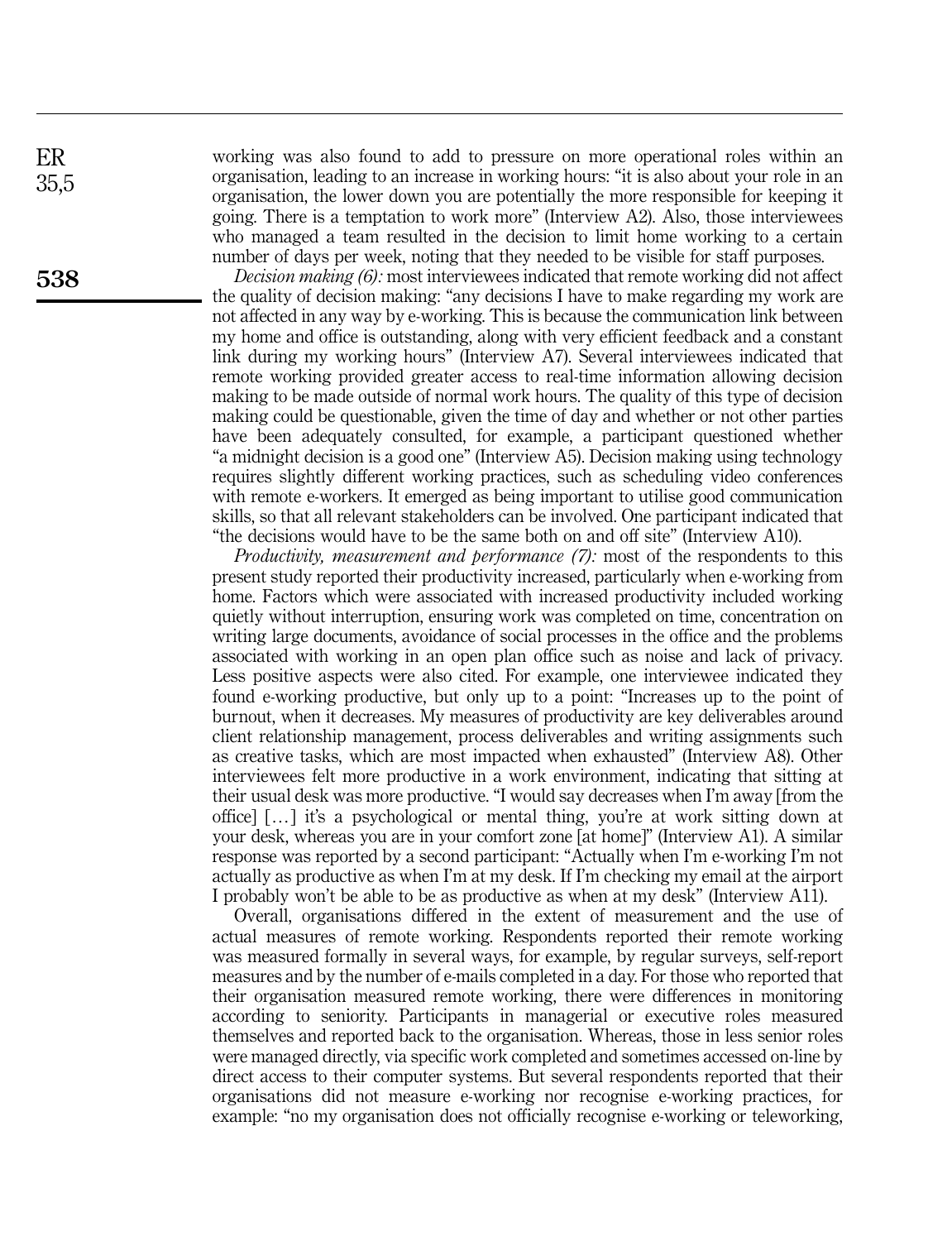working was also found to add to pressure on more operational roles within an organisation, leading to an increase in working hours: "it is also about your role in an organisation, the lower down you are potentially the more responsible for keeping it going. There is a temptation to work more" (Interview A2). Also, those interviewees who managed a team resulted in the decision to limit home working to a certain number of days per week, noting that they needed to be visible for staff purposes.

*Decision making (6):* most interviewees indicated that remote working did not affect the quality of decision making: "any decisions I have to make regarding my work are not affected in any way by e-working. This is because the communication link between my home and office is outstanding, along with very efficient feedback and a constant link during my working hours" (Interview A7). Several interviewees indicated that remote working provided greater access to real-time information allowing decision making to be made outside of normal work hours. The quality of this type of decision making could be questionable, given the time of day and whether or not other parties have been adequately consulted, for example, a participant questioned whether "a midnight decision is a good one" (Interview A5). Decision making using technology requires slightly different working practices, such as scheduling video conferences with remote e-workers. It emerged as being important to utilise good communication skills, so that all relevant stakeholders can be involved. One participant indicated that "the decisions would have to be the same both on and off site" (Interview A10).

*Productivity, measurement and performance (7):* most of the respondents to this present study reported their productivity increased, particularly when e-working from home. Factors which were associated with increased productivity included working quietly without interruption, ensuring work was completed on time, concentration on writing large documents, avoidance of social processes in the office and the problems associated with working in an open plan office such as noise and lack of privacy. Less positive aspects were also cited. For example, one interviewee indicated they found e-working productive, but only up to a point: "Increases up to the point of burnout, when it decreases. My measures of productivity are key deliverables around client relationship management, process deliverables and writing assignments such as creative tasks, which are most impacted when exhausted" (Interview A8). Other interviewees felt more productive in a work environment, indicating that sitting at their usual desk was more productive. "I would say decreases when I'm away [from the office] […] it's a psychological or mental thing, you're at work sitting down at your desk, whereas you are in your comfort zone [at home]" (Interview A1). A similar response was reported by a second participant: "Actually when I'm e-working I'm not actually as productive as when I'm at my desk. If I'm checking my email at the airport I probably won't be able to be as productive as when at my desk" (Interview A11).

Overall, organisations differed in the extent of measurement and the use of actual measures of remote working. Respondents reported their remote working was measured formally in several ways, for example, by regular surveys, self-report measures and by the number of e-mails completed in a day. For those who reported that their organisation measured remote working, there were differences in monitoring according to seniority. Participants in managerial or executive roles measured themselves and reported back to the organisation. Whereas, those in less senior roles were managed directly, via specific work completed and sometimes accessed on-line by direct access to their computer systems. But several respondents reported that their organisations did not measure e-working nor recognise e-working practices, for example: "no my organisation does not officially recognise e-working or teleworking,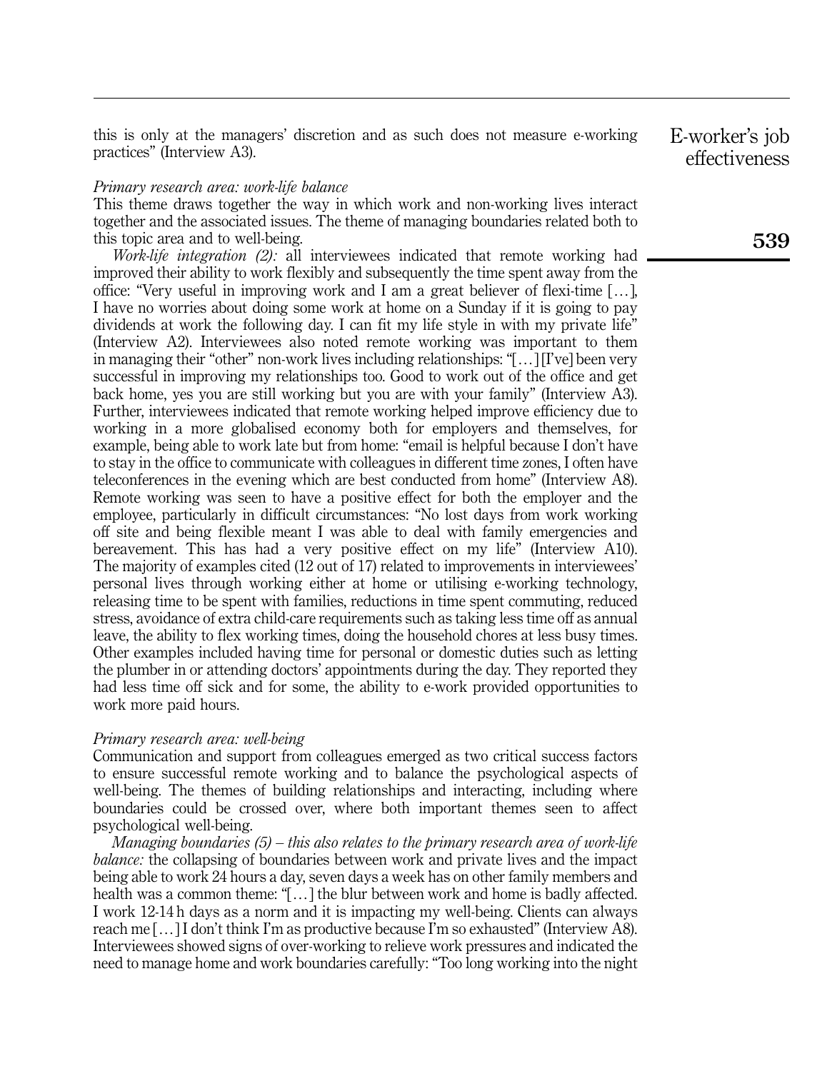this is only at the managers' discretion and as such does not measure e-working practices" (Interview A3).

*Primary research area: work-life balance*

This theme draws together the way in which work and non-working lives interact together and the associated issues. The theme of managing boundaries related both to this topic area and to well-being.

*Work-life integration (2):* all interviewees indicated that remote working had improved their ability to work flexibly and subsequently the time spent away from the office: "Very useful in improving work and I am a great believer of flexi-time […], I have no worries about doing some work at home on a Sunday if it is going to pay dividends at work the following day. I can fit my life style in with my private life" (Interview A2). Interviewees also noted remote working was important to them in managing their "other" non-work lives including relationships: "[…] [I've] been very successful in improving my relationships too. Good to work out of the office and get back home, yes you are still working but you are with your family" (Interview A3). Further, interviewees indicated that remote working helped improve efficiency due to working in a more globalised economy both for employers and themselves, for example, being able to work late but from home: "email is helpful because I don't have to stay in the office to communicate with colleagues in different time zones, I often have teleconferences in the evening which are best conducted from home" (Interview A8). Remote working was seen to have a positive effect for both the employer and the employee, particularly in difficult circumstances: "No lost days from work working off site and being flexible meant I was able to deal with family emergencies and bereavement. This has had a very positive effect on my life" (Interview A10). The majority of examples cited (12 out of 17) related to improvements in interviewees' personal lives through working either at home or utilising e-working technology, releasing time to be spent with families, reductions in time spent commuting, reduced stress, avoidance of extra child-care requirements such as taking less time off as annual leave, the ability to flex working times, doing the household chores at less busy times. Other examples included having time for personal or domestic duties such as letting the plumber in or attending doctors' appointments during the day. They reported they had less time off sick and for some, the ability to e-work provided opportunities to work more paid hours.

*Primary research area: well-being*

Communication and support from colleagues emerged as two critical success factors to ensure successful remote working and to balance the psychological aspects of well-being. The themes of building relationships and interacting, including where boundaries could be crossed over, where both important themes seen to affect psychological well-being.

*Managing boundaries (5) – this also relates to the primary research area of work-life balance:* the collapsing of boundaries between work and private lives and the impact being able to work 24 hours a day, seven days a week has on other family members and health was a common theme: "[…] the blur between work and home is badly affected. I work 12-14 h days as a norm and it is impacting my well-being. Clients can always reach me […] I don't think I'm as productive because I'm so exhausted" (Interview A8). Interviewees showed signs of over-working to relieve work pressures and indicated the need to manage home and work boundaries carefully: "Too long working into the night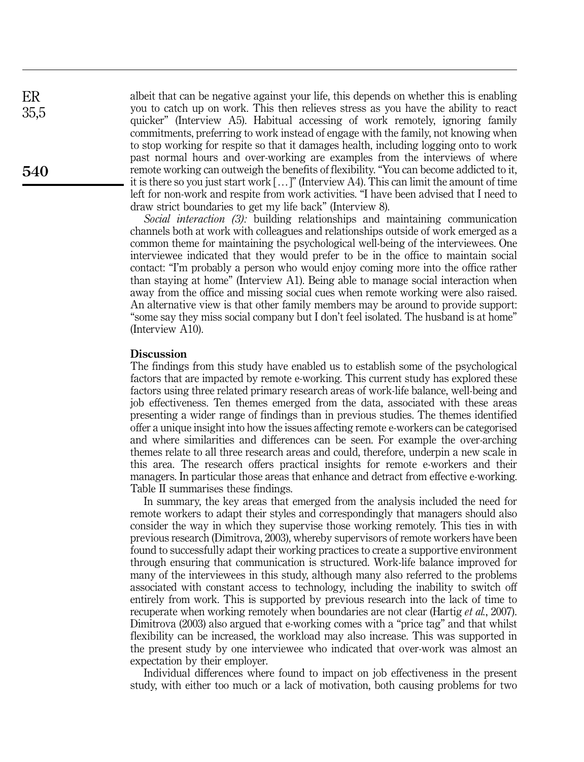albeit that can be negative against your life, this depends on whether this is enabling you to catch up on work. This then relieves stress as you have the ability to react quicker" (Interview A5). Habitual accessing of work remotely, ignoring family commitments, preferring to work instead of engage with the family, not knowing when to stop working for respite so that it damages health, including logging onto to work past normal hours and over-working are examples from the interviews of where remote working can outweigh the benefits of flexibility. "You can become addicted to it, it is there so you just start work [...]" (Interview A4). This can limit the amount of time left for non-work and respite from work activities. "I have been advised that I need to draw strict boundaries to get my life back" (Interview 8).

*Social interaction (3):* building relationships and maintaining communication channels both at work with colleagues and relationships outside of work emerged as a common theme for maintaining the psychological well-being of the interviewees. One interviewee indicated that they would prefer to be in the office to maintain social contact: "I'm probably a person who would enjoy coming more into the office rather than staying at home" (Interview A1). Being able to manage social interaction when away from the office and missing social cues when remote working were also raised. An alternative view is that other family members may be around to provide support: "some say they miss social company but I don't feel isolated. The husband is at home" (Interview A10).

## Discussion

The findings from this study have enabled us to establish some of the psychological factors that are impacted by remote e-working. This current study has explored these factors using three related primary research areas of work-life balance, well-being and job effectiveness. Ten themes emerged from the data, associated with these areas presenting a wider range of findings than in previous studies. The themes identified offer a unique insight into how the issues affecting remote e-workers can be categorised and where similarities and differences can be seen. For example the over-arching themes relate to all three research areas and could, therefore, underpin a new scale in this area. The research offers practical insights for remote e-workers and their managers. In particular those areas that enhance and detract from effective e-working. Table II summarises these findings.

In summary, the key areas that emerged from the analysis included the need for remote workers to adapt their styles and correspondingly that managers should also consider the way in which they supervise those working remotely. This ties in with previous research (Dimitrova, 2003), whereby supervisors of remote workers have been found to successfully adapt their working practices to create a supportive environment through ensuring that communication is structured. Work-life balance improved for many of the interviewees in this study, although many also referred to the problems associated with constant access to technology, including the inability to switch off entirely from work. This is supported by previous research into the lack of time to recuperate when working remotely when boundaries are not clear (Hartig *et al.*, 2007). Dimitrova (2003) also argued that e-working comes with a "price tag" and that whilst flexibility can be increased, the workload may also increase. This was supported in the present study by one interviewee who indicated that over-work was almost an expectation by their employer.

Individual differences where found to impact on job effectiveness in the present study, with either too much or a lack of motivation, both causing problems for two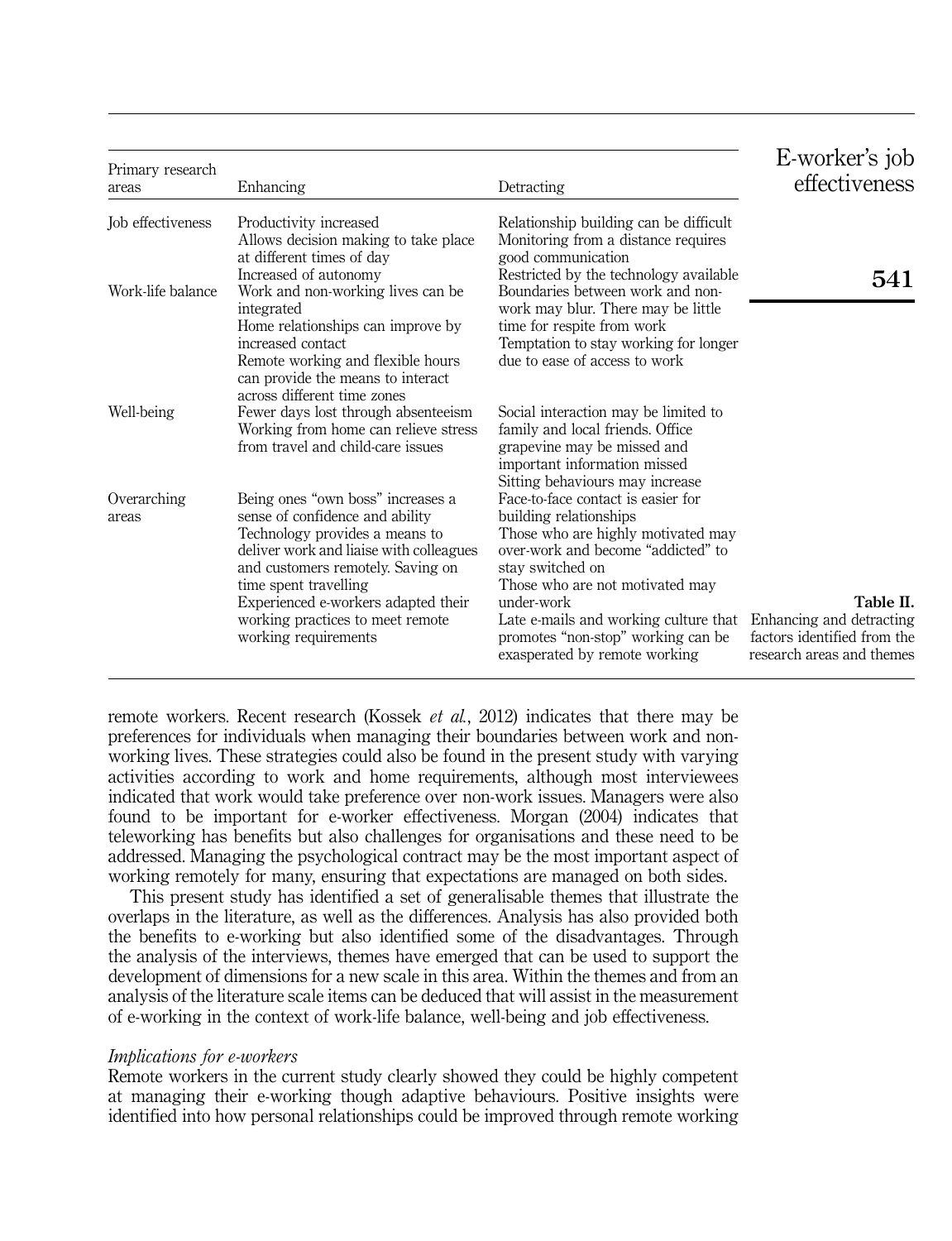| Primary research areas | Enhancing | Detracting |
|---|---|---|
| Job effectiveness | Productivity increased<br>Allows decision making to take place at different times of day<br>Increased of autonomy | Relationship building can be difficult<br>Monitoring from a distance requires good communication<br>Restricted by the technology available |
| Work-life balance | Work and non-working lives can be integrated<br>Home relationships can improve by increased contact<br>Remote working and flexible hours can provide the means to interact across different time zones | Boundaries between work and non-work may blur. There may be little time for respite from work<br>Temptation to stay working for longer due to ease of access to work |
| Well-being | Fewer days lost through absenteeism<br>Working from home can relieve stress from travel and child-care issues | Social interaction may be limited to family and local friends. Office grapevine may be missed and important information missed<br>Sitting behaviours may increase |
| Overarching areas | Being ones "own boss" increases a sense of confidence and ability<br>Technology provides a means to deliver work and liaise with colleagues and customers remotely. Saving on time spent travelling<br>Experienced e-workers adapted their working practices to meet remote working requirements | Face-to-face contact is easier for building relationships<br>Those who are highly motivated may over-work and become "addicted" to stay switched on<br>Those who are not motivated may under-work<br>Late e-mails and working culture that promotes "non-stop" working can be exasperated by remote working |

**Table II.** Enhancing and detracting factors identified from the research areas and themes

remote workers. Recent research (Kossek *et al.*, 2012) indicates that there may be preferences for individuals when managing their boundaries between work and non-working lives. These strategies could also be found in the present study with varying activities according to work and home requirements, although most interviewees indicated that work would take preference over non-work issues. Managers were also found to be important for e-worker effectiveness. Morgan (2004) indicates that teleworking has benefits but also challenges for organisations and these need to be addressed. Managing the psychological contract may be the most important aspect of working remotely for many, ensuring that expectations are managed on both sides.

This present study has identified a set of generalisable themes that illustrate the overlaps in the literature, as well as the differences. Analysis has also provided both the benefits to e-working but also identified some of the disadvantages. Through the analysis of the interviews, themes have emerged that can be used to support the development of dimensions for a new scale in this area. Within the themes and from an analysis of the literature scale items can be deduced that will assist in the measurement of e-working in the context of work-life balance, well-being and job effectiveness.

### *Implications for e-workers*

Remote workers in the current study clearly showed they could be highly competent at managing their e-working though adaptive behaviours. Positive insights were identified into how personal relationships could be improved through remote working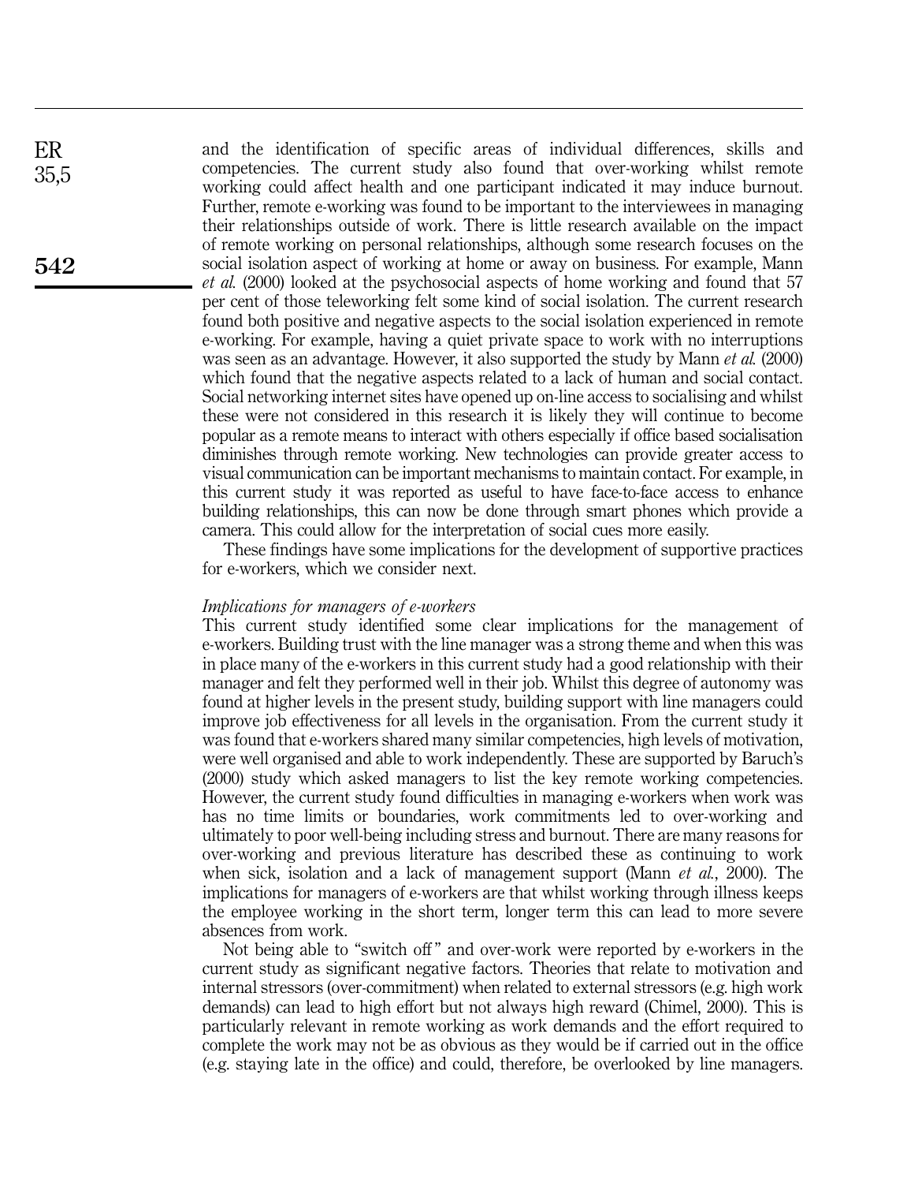and the identification of specific areas of individual differences, skills and competencies. The current study also found that over-working whilst remote working could affect health and one participant indicated it may induce burnout. Further, remote e-working was found to be important to the interviewees in managing their relationships outside of work. There is little research available on the impact of remote working on personal relationships, although some research focuses on the social isolation aspect of working at home or away on business. For example, Mann *et al.* (2000) looked at the psychosocial aspects of home working and found that 57 per cent of those teleworking felt some kind of social isolation. The current research found both positive and negative aspects to the social isolation experienced in remote e-working. For example, having a quiet private space to work with no interruptions was seen as an advantage. However, it also supported the study by Mann *et al.* (2000) which found that the negative aspects related to a lack of human and social contact. Social networking internet sites have opened up on-line access to socialising and whilst these were not considered in this research it is likely they will continue to become popular as a remote means to interact with others especially if office based socialisation diminishes through remote working. New technologies can provide greater access to visual communication can be important mechanisms to maintain contact. For example, in this current study it was reported as useful to have face-to-face access to enhance building relationships, this can now be done through smart phones which provide a camera. This could allow for the interpretation of social cues more easily.

These findings have some implications for the development of supportive practices for e-workers, which we consider next.

### *Implications for managers of e-workers*

This current study identified some clear implications for the management of e-workers. Building trust with the line manager was a strong theme and when this was in place many of the e-workers in this current study had a good relationship with their manager and felt they performed well in their job. Whilst this degree of autonomy was found at higher levels in the present study, building support with line managers could improve job effectiveness for all levels in the organisation. From the current study it was found that e-workers shared many similar competencies, high levels of motivation, were well organised and able to work independently. These are supported by Baruch's (2000) study which asked managers to list the key remote working competencies. However, the current study found difficulties in managing e-workers when work was has no time limits or boundaries, work commitments led to over-working and ultimately to poor well-being including stress and burnout. There are many reasons for over-working and previous literature has described these as continuing to work when sick, isolation and a lack of management support (Mann *et al.*, 2000). The implications for managers of e-workers are that whilst working through illness keeps the employee working in the short term, longer term this can lead to more severe absences from work.

Not being able to "switch off" and over-work were reported by e-workers in the current study as significant negative factors. Theories that relate to motivation and internal stressors (over-commitment) when related to external stressors (e.g. high work demands) can lead to high effort but not always high reward (Chimel, 2000). This is particularly relevant in remote working as work demands and the effort required to complete the work may not be as obvious as they would be if carried out in the office (e.g. staying late in the office) and could, therefore, be overlooked by line managers.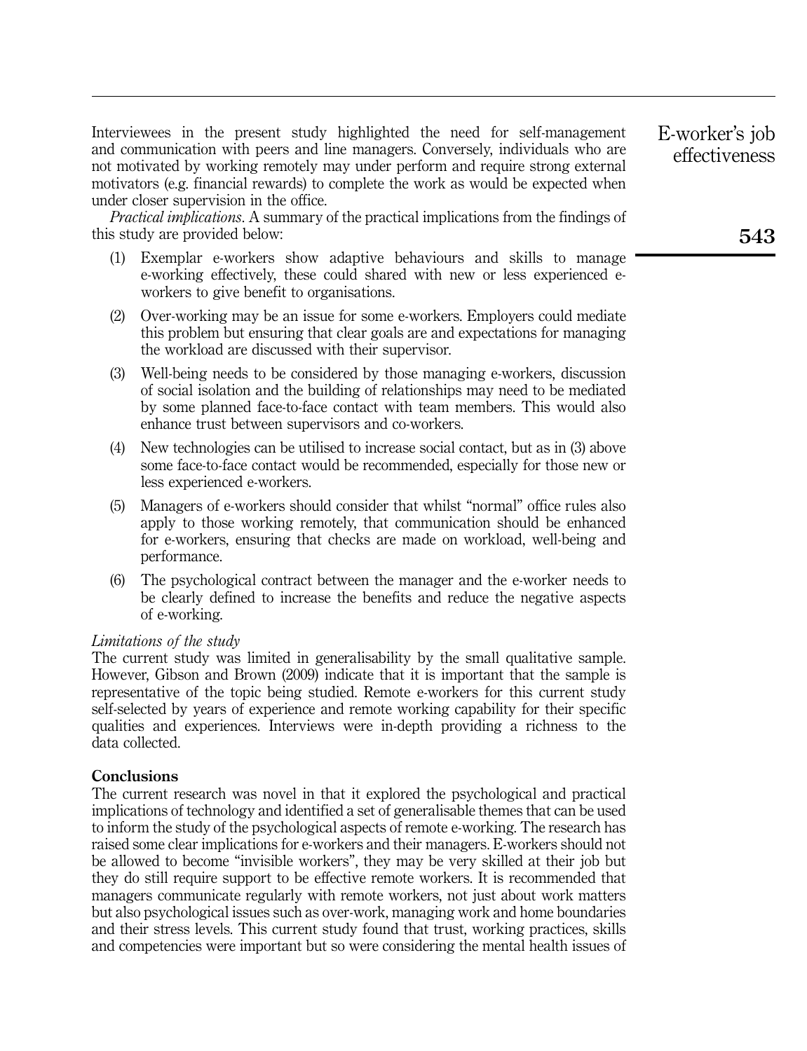Interviewees in the present study highlighted the need for self-management and communication with peers and line managers. Conversely, individuals who are not motivated by working remotely may under perform and require strong external motivators (e.g. financial rewards) to complete the work as would be expected when under closer supervision in the office.

*Practical implications*. A summary of the practical implications from the findings of this study are provided below:

(1) Exemplar e-workers show adaptive behaviours and skills to manage e-working effectively, these could shared with new or less experienced e-workers to give benefit to organisations.

(2) Over-working may be an issue for some e-workers. Employers could mediate this problem but ensuring that clear goals are and expectations for managing the workload are discussed with their supervisor.

(3) Well-being needs to be considered by those managing e-workers, discussion of social isolation and the building of relationships may need to be mediated by some planned face-to-face contact with team members. This would also enhance trust between supervisors and co-workers.

(4) New technologies can be utilised to increase social contact, but as in (3) above some face-to-face contact would be recommended, especially for those new or less experienced e-workers.

(5) Managers of e-workers should consider that whilst "normal" office rules also apply to those working remotely, that communication should be enhanced for e-workers, ensuring that checks are made on workload, well-being and performance.

(6) The psychological contract between the manager and the e-worker needs to be clearly defined to increase the benefits and reduce the negative aspects of e-working.

*Limitations of the study*

The current study was limited in generalisability by the small qualitative sample. However, Gibson and Brown (2009) indicate that it is important that the sample is representative of the topic being studied. Remote e-workers for this current study self-selected by years of experience and remote working capability for their specific qualities and experiences. Interviews were in-depth providing a richness to the data collected.

## Conclusions

The current research was novel in that it explored the psychological and practical implications of technology and identified a set of generalisable themes that can be used to inform the study of the psychological aspects of remote e-working. The research has raised some clear implications for e-workers and their managers. E-workers should not be allowed to become "invisible workers", they may be very skilled at their job but they do still require support to be effective remote workers. It is recommended that managers communicate regularly with remote workers, not just about work matters but also psychological issues such as over-work, managing work and home boundaries and their stress levels. This current study found that trust, working practices, skills and competencies were important but so were considering the mental health issues of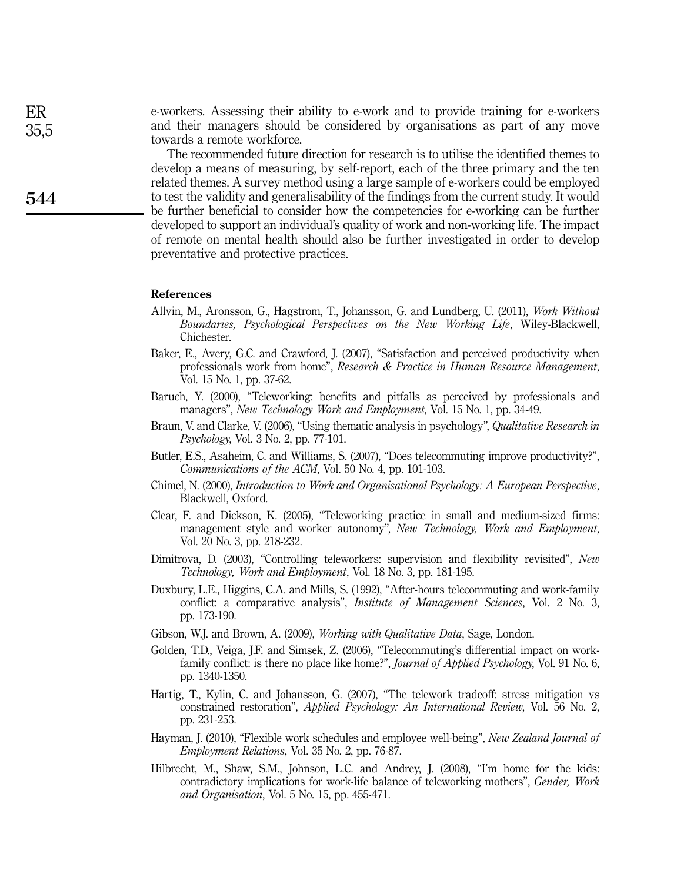e-workers. Assessing their ability to e-work and to provide training for e-workers and their managers should be considered by organisations as part of any move towards a remote workforce.

The recommended future direction for research is to utilise the identified themes to develop a means of measuring, by self-report, each of the three primary and the ten related themes. A survey method using a large sample of e-workers could be employed to test the validity and generalisability of the findings from the current study. It would be further beneficial to consider how the competencies for e-working can be further developed to support an individual's quality of work and non-working life. The impact of remote on mental health should also be further investigated in order to develop preventative and protective practices.

## References

Allvin, M., Aronsson, G., Hagstrom, T., Johansson, G. and Lundberg, U. (2011), *Work Without Boundaries, Psychological Perspectives on the New Working Life*, Wiley-Blackwell, Chichester.

Baker, E., Avery, G.C. and Crawford, J. (2007), "Satisfaction and perceived productivity when professionals work from home", *Research & Practice in Human Resource Management*, Vol. 15 No. 1, pp. 37-62.

Baruch, Y. (2000), "Teleworking: benefits and pitfalls as perceived by professionals and managers", *New Technology Work and Employment*, Vol. 15 No. 1, pp. 34-49.

Braun, V. and Clarke, V. (2006), "Using thematic analysis in psychology", *Qualitative Research in Psychology*, Vol. 3 No. 2, pp. 77-101.

Butler, E.S., Asaheim, C. and Williams, S. (2007), "Does telecommuting improve productivity?", *Communications of the ACM*, Vol. 50 No. 4, pp. 101-103.

Chimel, N. (2000), *Introduction to Work and Organisational Psychology: A European Perspective*, Blackwell, Oxford.

Clear, F. and Dickson, K. (2005), "Teleworking practice in small and medium-sized firms: management style and worker autonomy", *New Technology, Work and Employment*, Vol. 20 No. 3, pp. 218-232.

Dimitrova, D. (2003), "Controlling teleworkers: supervision and flexibility revisited", *New Technology, Work and Employment*, Vol. 18 No. 3, pp. 181-195.

Duxbury, L.E., Higgins, C.A. and Mills, S. (1992), "After-hours telecommuting and work-family conflict: a comparative analysis", *Institute of Management Sciences*, Vol. 2 No. 3, pp. 173-190.

Gibson, W.J. and Brown, A. (2009), *Working with Qualitative Data*, Sage, London.

Golden, T.D., Veiga, J.F. and Simsek, Z. (2006), "Telecommuting's differential impact on work-family conflict: is there no place like home?", *Journal of Applied Psychology*, Vol. 91 No. 6, pp. 1340-1350.

Hartig, T., Kylin, C. and Johansson, G. (2007), "The telework tradeoff: stress mitigation vs constrained restoration", *Applied Psychology: An International Review*, Vol. 56 No. 2, pp. 231-253.

Hayman, J. (2010), "Flexible work schedules and employee well-being", *New Zealand Journal of Employment Relations*, Vol. 35 No. 2, pp. 76-87.

Hilbrecht, M., Shaw, S.M., Johnson, L.C. and Andrey, J. (2008), "I'm home for the kids: contradictory implications for work-life balance of teleworking mothers", *Gender, Work and Organisation*, Vol. 5 No. 15, pp. 455-471.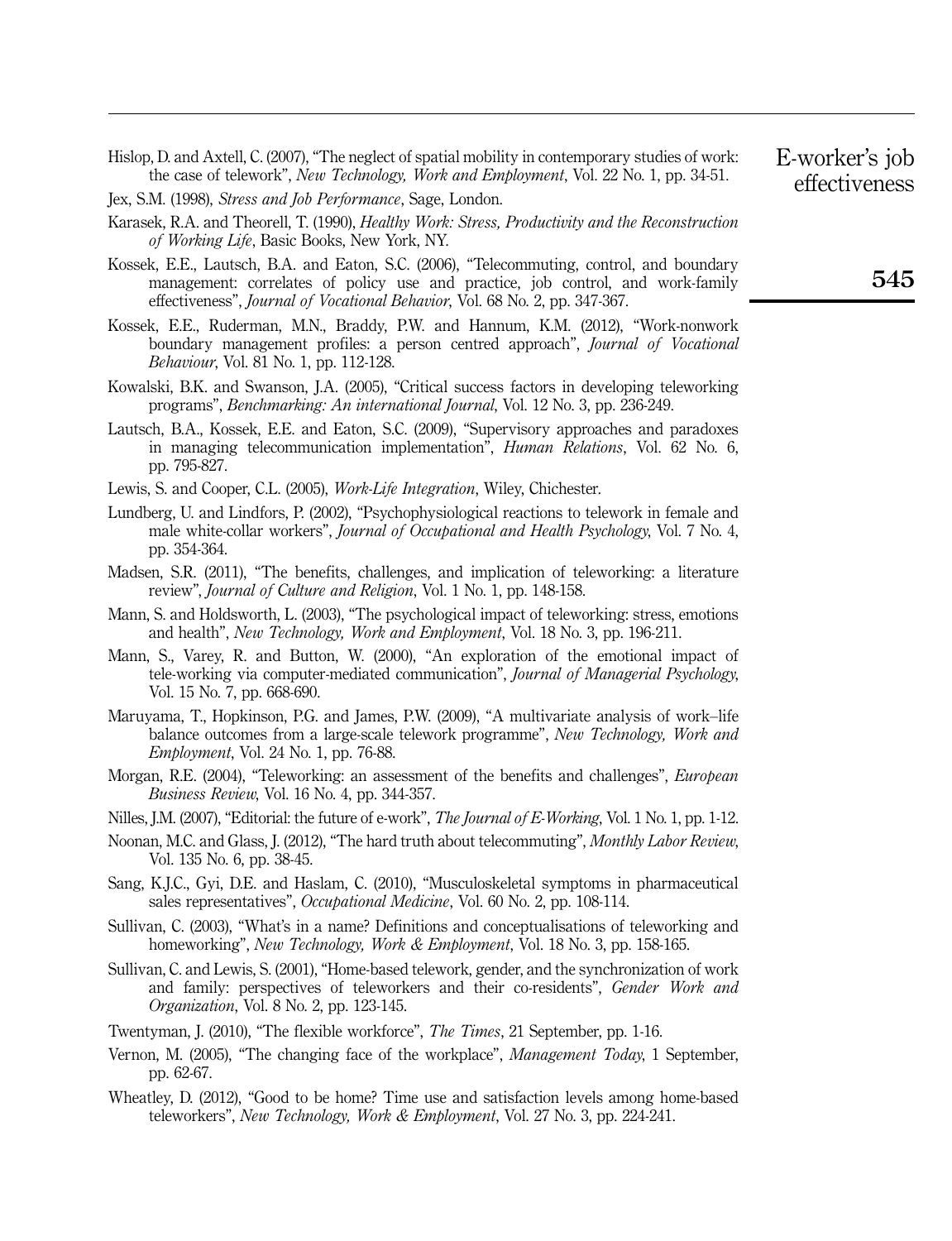Hislop, D. and Axtell, C. (2007), "The neglect of spatial mobility in contemporary studies of work: the case of telework", *New Technology, Work and Employment*, Vol. 22 No. 1, pp. 34-51.

Jex, S.M. (1998), *Stress and Job Performance*, Sage, London.

Karasek, R.A. and Theorell, T. (1990), *Healthy Work: Stress, Productivity and the Reconstruction of Working Life*, Basic Books, New York, NY.

Kossek, E.E., Lautsch, B.A. and Eaton, S.C. (2006), "Telecommuting, control, and boundary management: correlates of policy use and practice, job control, and work-family effectiveness", *Journal of Vocational Behavior*, Vol. 68 No. 2, pp. 347-367.

Kossek, E.E., Ruderman, M.N., Braddy, P.W. and Hannum, K.M. (2012), "Work-nonwork boundary management profiles: a person centred approach", *Journal of Vocational Behaviour*, Vol. 81 No. 1, pp. 112-128.

Kowalski, B.K. and Swanson, J.A. (2005), "Critical success factors in developing teleworking programs", *Benchmarking: An international Journal*, Vol. 12 No. 3, pp. 236-249.

Lautsch, B.A., Kossek, E.E. and Eaton, S.C. (2009), "Supervisory approaches and paradoxes in managing telecommunication implementation", *Human Relations*, Vol. 62 No. 6, pp. 795-827.

Lewis, S. and Cooper, C.L. (2005), *Work-Life Integration*, Wiley, Chichester.

Lundberg, U. and Lindfors, P. (2002), "Psychophysiological reactions to telework in female and male white-collar workers", *Journal of Occupational and Health Psychology*, Vol. 7 No. 4, pp. 354-364.

Madsen, S.R. (2011), "The benefits, challenges, and implication of teleworking: a literature review", *Journal of Culture and Religion*, Vol. 1 No. 1, pp. 148-158.

Mann, S. and Holdsworth, L. (2003), "The psychological impact of teleworking: stress, emotions and health", *New Technology, Work and Employment*, Vol. 18 No. 3, pp. 196-211.

Mann, S., Varey, R. and Button, W. (2000), "An exploration of the emotional impact of tele-working via computer-mediated communication", *Journal of Managerial Psychology*, Vol. 15 No. 7, pp. 668-690.

Maruyama, T., Hopkinson, P.G. and James, P.W. (2009), "A multivariate analysis of work–life balance outcomes from a large-scale telework programme", *New Technology, Work and Employment*, Vol. 24 No. 1, pp. 76-88.

Morgan, R.E. (2004), "Teleworking: an assessment of the benefits and challenges", *European Business Review*, Vol. 16 No. 4, pp. 344-357.

Nilles, J.M. (2007), "Editorial: the future of e-work", *The Journal of E-Working*, Vol. 1 No. 1, pp. 1-12.

Noonan, M.C. and Glass, J. (2012), "The hard truth about telecommuting", *Monthly Labor Review*, Vol. 135 No. 6, pp. 38-45.

Sang, K.J.C., Gyi, D.E. and Haslam, C. (2010), "Musculoskeletal symptoms in pharmaceutical sales representatives", *Occupational Medicine*, Vol. 60 No. 2, pp. 108-114.

Sullivan, C. (2003), "What's in a name? Definitions and conceptualisations of teleworking and homeworking", *New Technology, Work & Employment*, Vol. 18 No. 3, pp. 158-165.

Sullivan, C. and Lewis, S. (2001), "Home-based telework, gender, and the synchronization of work and family: perspectives of teleworkers and their co-residents", *Gender Work and Organization*, Vol. 8 No. 2, pp. 123-145.

Twentyman, J. (2010), "The flexible workforce", *The Times*, 21 September, pp. 1-16.

Vernon, M. (2005), "The changing face of the workplace", *Management Today*, 1 September, pp. 62-67.

Wheatley, D. (2012), "Good to be home? Time use and satisfaction levels among home-based teleworkers", *New Technology, Work & Employment*, Vol. 27 No. 3, pp. 224-241.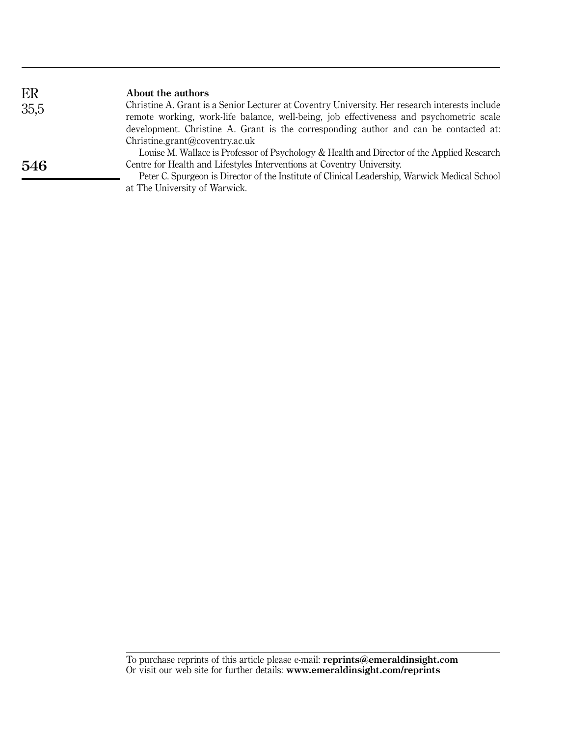**About the authors**

Christine A. Grant is a Senior Lecturer at Coventry University. Her research interests include remote working, work-life balance, well-being, job effectiveness and psychometric scale development. Christine A. Grant is the corresponding author and can be contacted at: Christine.grant@coventry.ac.uk

Louise M. Wallace is Professor of Psychology & Health and Director of the Applied Research Centre for Health and Lifestyles Interventions at Coventry University.

Peter C. Spurgeon is Director of the Institute of Clinical Leadership, Warwick Medical School at The University of Warwick.

To purchase reprints of this article please e-mail: **reprints@emeraldinsight.com**
Or visit our web site for further details: **www.emeraldinsight.com/reprints**